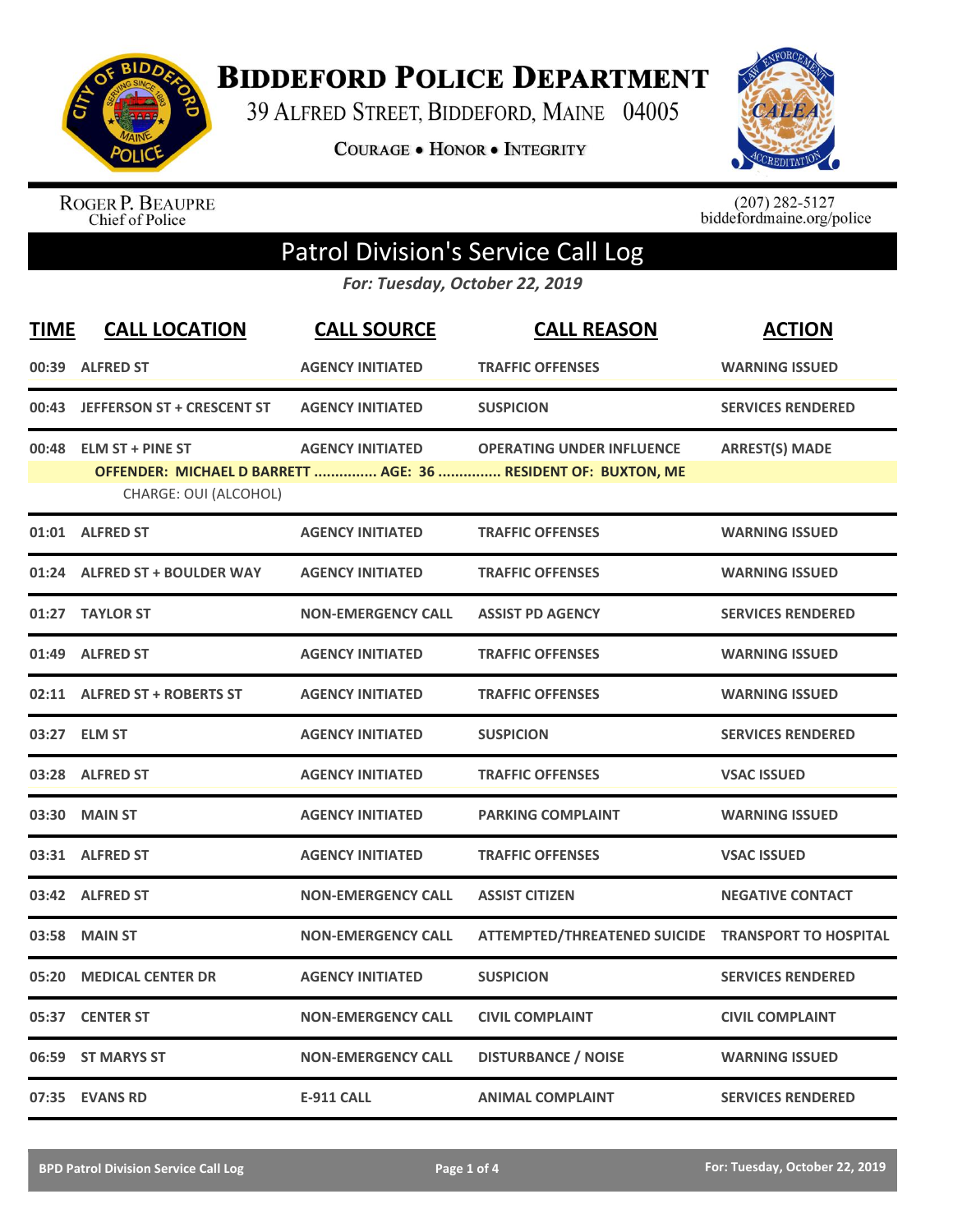# BIDDEFORD POLICE DEPARTMENT

39 ALFRED STREET, BIDDEFORD, MAINE 04005

COURAGE • HONOR • INTEGRITY

ROGER P. BEAUPRE
Chief of Police

(207) 282-5127
biddefordmaine.org/police

## Patrol Division's Service Call Log

*For: Tuesday, October 22, 2019*

| TIME | CALL LOCATION | CALL SOURCE | CALL REASON | ACTION |
|---|---|---|---|---|
| 00:39 | ALFRED ST | AGENCY INITIATED | TRAFFIC OFFENSES | WARNING ISSUED |
| 00:43 | JEFFERSON ST + CRESCENT ST | AGENCY INITIATED | SUSPICION | SERVICES RENDERED |
| 00:48 | ELM ST + PINE ST | AGENCY INITIATED | OPERATING UNDER INFLUENCE | ARREST(S) MADE |
| | OFFENDER: MICHAEL D BARRETT ............... AGE: 36 ............... RESIDENT OF: BUXTON, ME | | | |
| | CHARGE: OUI (ALCOHOL) | | | |
| 01:01 | ALFRED ST | AGENCY INITIATED | TRAFFIC OFFENSES | WARNING ISSUED |
| 01:24 | ALFRED ST + BOULDER WAY | AGENCY INITIATED | TRAFFIC OFFENSES | WARNING ISSUED |
| 01:27 | TAYLOR ST | NON-EMERGENCY CALL | ASSIST PD AGENCY | SERVICES RENDERED |
| 01:49 | ALFRED ST | AGENCY INITIATED | TRAFFIC OFFENSES | WARNING ISSUED |
| 02:11 | ALFRED ST + ROBERTS ST | AGENCY INITIATED | TRAFFIC OFFENSES | WARNING ISSUED |
| 03:27 | ELM ST | AGENCY INITIATED | SUSPICION | SERVICES RENDERED |
| 03:28 | ALFRED ST | AGENCY INITIATED | TRAFFIC OFFENSES | VSAC ISSUED |
| 03:30 | MAIN ST | AGENCY INITIATED | PARKING COMPLAINT | WARNING ISSUED |
| 03:31 | ALFRED ST | AGENCY INITIATED | TRAFFIC OFFENSES | VSAC ISSUED |
| 03:42 | ALFRED ST | NON-EMERGENCY CALL | ASSIST CITIZEN | NEGATIVE CONTACT |
| 03:58 | MAIN ST | NON-EMERGENCY CALL | ATTEMPTED/THREATENED SUICIDE | TRANSPORT TO HOSPITAL |
| 05:20 | MEDICAL CENTER DR | AGENCY INITIATED | SUSPICION | SERVICES RENDERED |
| 05:37 | CENTER ST | NON-EMERGENCY CALL | CIVIL COMPLAINT | CIVIL COMPLAINT |
| 06:59 | ST MARYS ST | NON-EMERGENCY CALL | DISTURBANCE / NOISE | WARNING ISSUED |
| 07:35 | EVANS RD | E-911 CALL | ANIMAL COMPLAINT | SERVICES RENDERED |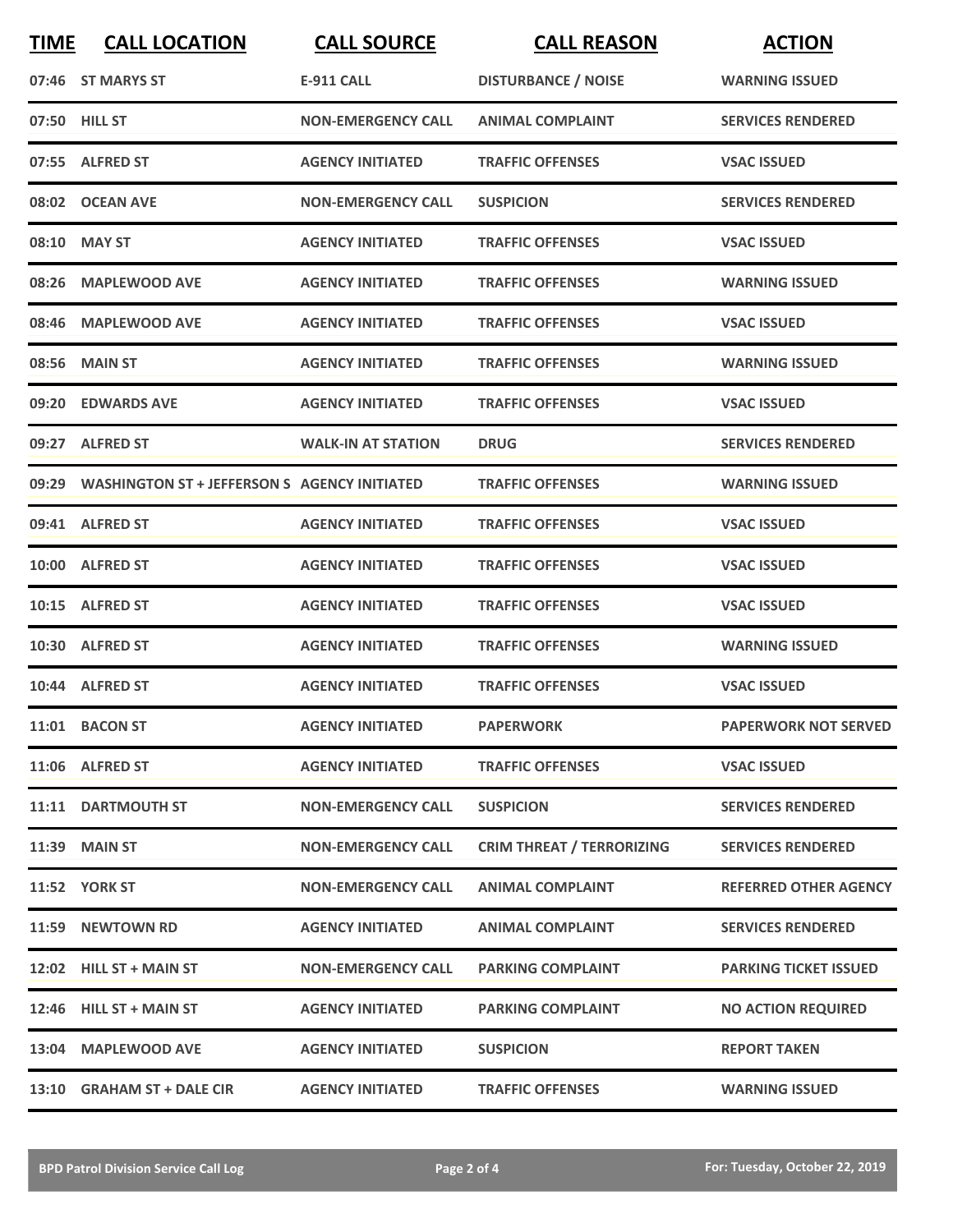| TIME | CALL LOCATION | CALL SOURCE | CALL REASON | ACTION |
|---|---|---|---|---|
| 07:46 | ST MARYS ST | E-911 CALL | DISTURBANCE / NOISE | WARNING ISSUED |
| 07:50 | HILL ST | NON-EMERGENCY CALL | ANIMAL COMPLAINT | SERVICES RENDERED |
| 07:55 | ALFRED ST | AGENCY INITIATED | TRAFFIC OFFENSES | VSAC ISSUED |
| 08:02 | OCEAN AVE | NON-EMERGENCY CALL | SUSPICION | SERVICES RENDERED |
| 08:10 | MAY ST | AGENCY INITIATED | TRAFFIC OFFENSES | VSAC ISSUED |
| 08:26 | MAPLEWOOD AVE | AGENCY INITIATED | TRAFFIC OFFENSES | WARNING ISSUED |
| 08:46 | MAPLEWOOD AVE | AGENCY INITIATED | TRAFFIC OFFENSES | VSAC ISSUED |
| 08:56 | MAIN ST | AGENCY INITIATED | TRAFFIC OFFENSES | WARNING ISSUED |
| 09:20 | EDWARDS AVE | AGENCY INITIATED | TRAFFIC OFFENSES | VSAC ISSUED |
| 09:27 | ALFRED ST | WALK-IN AT STATION | DRUG | SERVICES RENDERED |
| 09:29 | WASHINGTON ST + JEFFERSON S | AGENCY INITIATED | TRAFFIC OFFENSES | WARNING ISSUED |
| 09:41 | ALFRED ST | AGENCY INITIATED | TRAFFIC OFFENSES | VSAC ISSUED |
| 10:00 | ALFRED ST | AGENCY INITIATED | TRAFFIC OFFENSES | VSAC ISSUED |
| 10:15 | ALFRED ST | AGENCY INITIATED | TRAFFIC OFFENSES | VSAC ISSUED |
| 10:30 | ALFRED ST | AGENCY INITIATED | TRAFFIC OFFENSES | WARNING ISSUED |
| 10:44 | ALFRED ST | AGENCY INITIATED | TRAFFIC OFFENSES | VSAC ISSUED |
| 11:01 | BACON ST | AGENCY INITIATED | PAPERWORK | PAPERWORK NOT SERVED |
| 11:06 | ALFRED ST | AGENCY INITIATED | TRAFFIC OFFENSES | VSAC ISSUED |
| 11:11 | DARTMOUTH ST | NON-EMERGENCY CALL | SUSPICION | SERVICES RENDERED |
| 11:39 | MAIN ST | NON-EMERGENCY CALL | CRIM THREAT / TERRORIZING | SERVICES RENDERED |
| 11:52 | YORK ST | NON-EMERGENCY CALL | ANIMAL COMPLAINT | REFERRED OTHER AGENCY |
| 11:59 | NEWTOWN RD | AGENCY INITIATED | ANIMAL COMPLAINT | SERVICES RENDERED |
| 12:02 | HILL ST + MAIN ST | NON-EMERGENCY CALL | PARKING COMPLAINT | PARKING TICKET ISSUED |
| 12:46 | HILL ST + MAIN ST | AGENCY INITIATED | PARKING COMPLAINT | NO ACTION REQUIRED |
| 13:04 | MAPLEWOOD AVE | AGENCY INITIATED | SUSPICION | REPORT TAKEN |
| 13:10 | GRAHAM ST + DALE CIR | AGENCY INITIATED | TRAFFIC OFFENSES | WARNING ISSUED |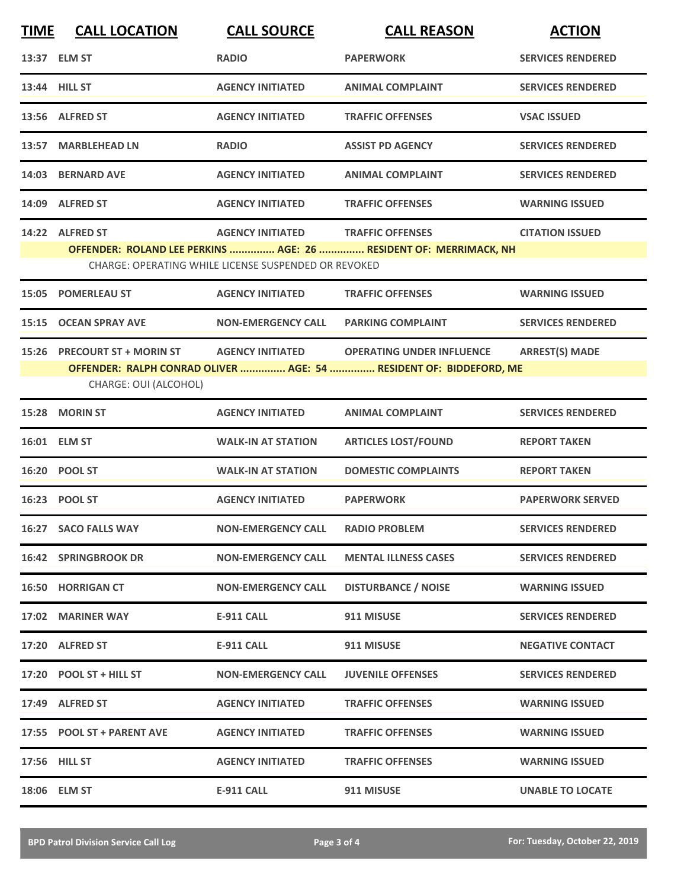| TIME | CALL LOCATION | CALL SOURCE | CALL REASON | ACTION |
|---|---|---|---|---|
| 13:37 | ELM ST | RADIO | PAPERWORK | SERVICES RENDERED |
| 13:44 | HILL ST | AGENCY INITIATED | ANIMAL COMPLAINT | SERVICES RENDERED |
| 13:56 | ALFRED ST | AGENCY INITIATED | TRAFFIC OFFENSES | VSAC ISSUED |
| 13:57 | MARBLEHEAD LN | RADIO | ASSIST PD AGENCY | SERVICES RENDERED |
| 14:03 | BERNARD AVE | AGENCY INITIATED | ANIMAL COMPLAINT | SERVICES RENDERED |
| 14:09 | ALFRED ST | AGENCY INITIATED | TRAFFIC OFFENSES | WARNING ISSUED |
| 14:22 | ALFRED ST | AGENCY INITIATED | TRAFFIC OFFENSES | CITATION ISSUED |
| | OFFENDER: ROLAND LEE PERKINS ............... AGE: 26 ............... RESIDENT OF: MERRIMACK, NH | | | |
| | CHARGE: OPERATING WHILE LICENSE SUSPENDED OR REVOKED | | | |
| 15:05 | POMERLEAU ST | AGENCY INITIATED | TRAFFIC OFFENSES | WARNING ISSUED |
| 15:15 | OCEAN SPRAY AVE | NON-EMERGENCY CALL | PARKING COMPLAINT | SERVICES RENDERED |
| 15:26 | PRECOURT ST + MORIN ST | AGENCY INITIATED | OPERATING UNDER INFLUENCE | ARREST(S) MADE |
| | OFFENDER: RALPH CONRAD OLIVER ............... AGE: 54 ............... RESIDENT OF: BIDDEFORD, ME | | | |
| | CHARGE: OUI (ALCOHOL) | | | |
| 15:28 | MORIN ST | AGENCY INITIATED | ANIMAL COMPLAINT | SERVICES RENDERED |
| 16:01 | ELM ST | WALK-IN AT STATION | ARTICLES LOST/FOUND | REPORT TAKEN |
| 16:20 | POOL ST | WALK-IN AT STATION | DOMESTIC COMPLAINTS | REPORT TAKEN |
| 16:23 | POOL ST | AGENCY INITIATED | PAPERWORK | PAPERWORK SERVED |
| 16:27 | SACO FALLS WAY | NON-EMERGENCY CALL | RADIO PROBLEM | SERVICES RENDERED |
| 16:42 | SPRINGBROOK DR | NON-EMERGENCY CALL | MENTAL ILLNESS CASES | SERVICES RENDERED |
| 16:50 | HORRIGAN CT | NON-EMERGENCY CALL | DISTURBANCE / NOISE | WARNING ISSUED |
| 17:02 | MARINER WAY | E-911 CALL | 911 MISUSE | SERVICES RENDERED |
| 17:20 | ALFRED ST | E-911 CALL | 911 MISUSE | NEGATIVE CONTACT |
| 17:20 | POOL ST + HILL ST | NON-EMERGENCY CALL | JUVENILE OFFENSES | SERVICES RENDERED |
| 17:49 | ALFRED ST | AGENCY INITIATED | TRAFFIC OFFENSES | WARNING ISSUED |
| 17:55 | POOL ST + PARENT AVE | AGENCY INITIATED | TRAFFIC OFFENSES | WARNING ISSUED |
| 17:56 | HILL ST | AGENCY INITIATED | TRAFFIC OFFENSES | WARNING ISSUED |
| 18:06 | ELM ST | E-911 CALL | 911 MISUSE | UNABLE TO LOCATE |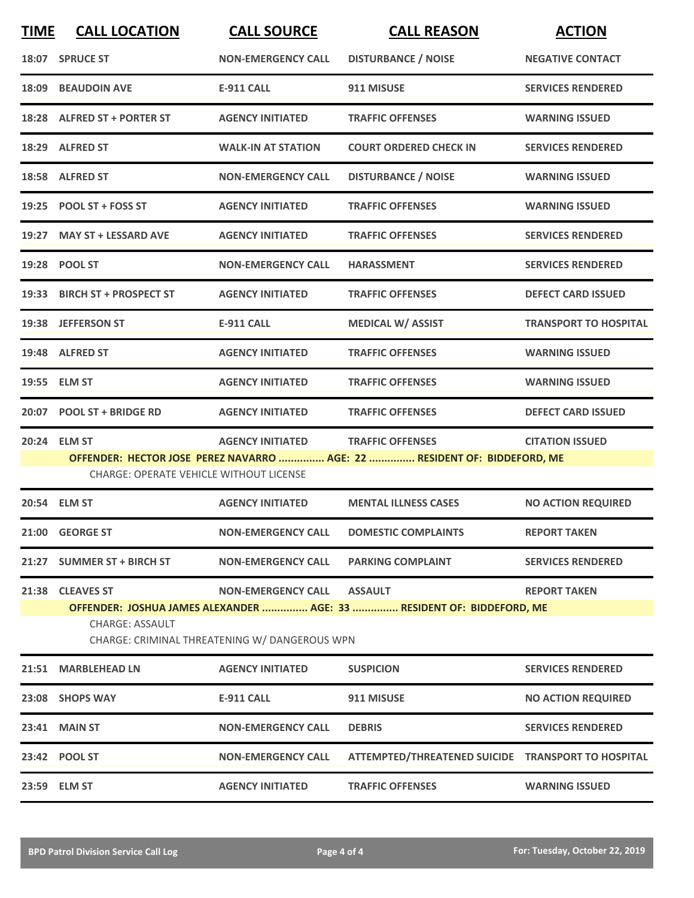| TIME | CALL LOCATION | CALL SOURCE | CALL REASON | ACTION |
|---|---|---|---|---|
| 18:07 | SPRUCE ST | NON-EMERGENCY CALL | DISTURBANCE / NOISE | NEGATIVE CONTACT |
| 18:09 | BEAUDOIN AVE | E-911 CALL | 911 MISUSE | SERVICES RENDERED |
| 18:28 | ALFRED ST + PORTER ST | AGENCY INITIATED | TRAFFIC OFFENSES | WARNING ISSUED |
| 18:29 | ALFRED ST | WALK-IN AT STATION | COURT ORDERED CHECK IN | SERVICES RENDERED |
| 18:58 | ALFRED ST | NON-EMERGENCY CALL | DISTURBANCE / NOISE | WARNING ISSUED |
| 19:25 | POOL ST + FOSS ST | AGENCY INITIATED | TRAFFIC OFFENSES | WARNING ISSUED |
| 19:27 | MAY ST + LESSARD AVE | AGENCY INITIATED | TRAFFIC OFFENSES | SERVICES RENDERED |
| 19:28 | POOL ST | NON-EMERGENCY CALL | HARASSMENT | SERVICES RENDERED |
| 19:33 | BIRCH ST + PROSPECT ST | AGENCY INITIATED | TRAFFIC OFFENSES | DEFECT CARD ISSUED |
| 19:38 | JEFFERSON ST | E-911 CALL | MEDICAL W/ ASSIST | TRANSPORT TO HOSPITAL |
| 19:48 | ALFRED ST | AGENCY INITIATED | TRAFFIC OFFENSES | WARNING ISSUED |
| 19:55 | ELM ST | AGENCY INITIATED | TRAFFIC OFFENSES | WARNING ISSUED |
| 20:07 | POOL ST + BRIDGE RD | AGENCY INITIATED | TRAFFIC OFFENSES | DEFECT CARD ISSUED |
| 20:24 | ELM ST | AGENCY INITIATED | TRAFFIC OFFENSES | CITATION ISSUED |
| | **OFFENDER: HECTOR JOSE PEREZ NAVARRO ............... AGE: 22 ............... RESIDENT OF: BIDDEFORD, ME** | | | |
| | CHARGE: OPERATE VEHICLE WITHOUT LICENSE | | | |
| 20:54 | ELM ST | AGENCY INITIATED | MENTAL ILLNESS CASES | NO ACTION REQUIRED |
| 21:00 | GEORGE ST | NON-EMERGENCY CALL | DOMESTIC COMPLAINTS | REPORT TAKEN |
| 21:27 | SUMMER ST + BIRCH ST | NON-EMERGENCY CALL | PARKING COMPLAINT | SERVICES RENDERED |
| 21:38 | CLEAVES ST | NON-EMERGENCY CALL | ASSAULT | REPORT TAKEN |
| | **OFFENDER: JOSHUA JAMES ALEXANDER ............... AGE: 33 ............... RESIDENT OF: BIDDEFORD, ME** | | | |
| | CHARGE: ASSAULT | | | |
| | CHARGE: CRIMINAL THREATENING W/ DANGEROUS WPN | | | |
| 21:51 | MARBLEHEAD LN | AGENCY INITIATED | SUSPICION | SERVICES RENDERED |
| 23:08 | SHOPS WAY | E-911 CALL | 911 MISUSE | NO ACTION REQUIRED |
| 23:41 | MAIN ST | NON-EMERGENCY CALL | DEBRIS | SERVICES RENDERED |
| 23:42 | POOL ST | NON-EMERGENCY CALL | ATTEMPTED/THREATENED SUICIDE | TRANSPORT TO HOSPITAL |
| 23:59 | ELM ST | AGENCY INITIATED | TRAFFIC OFFENSES | WARNING ISSUED |